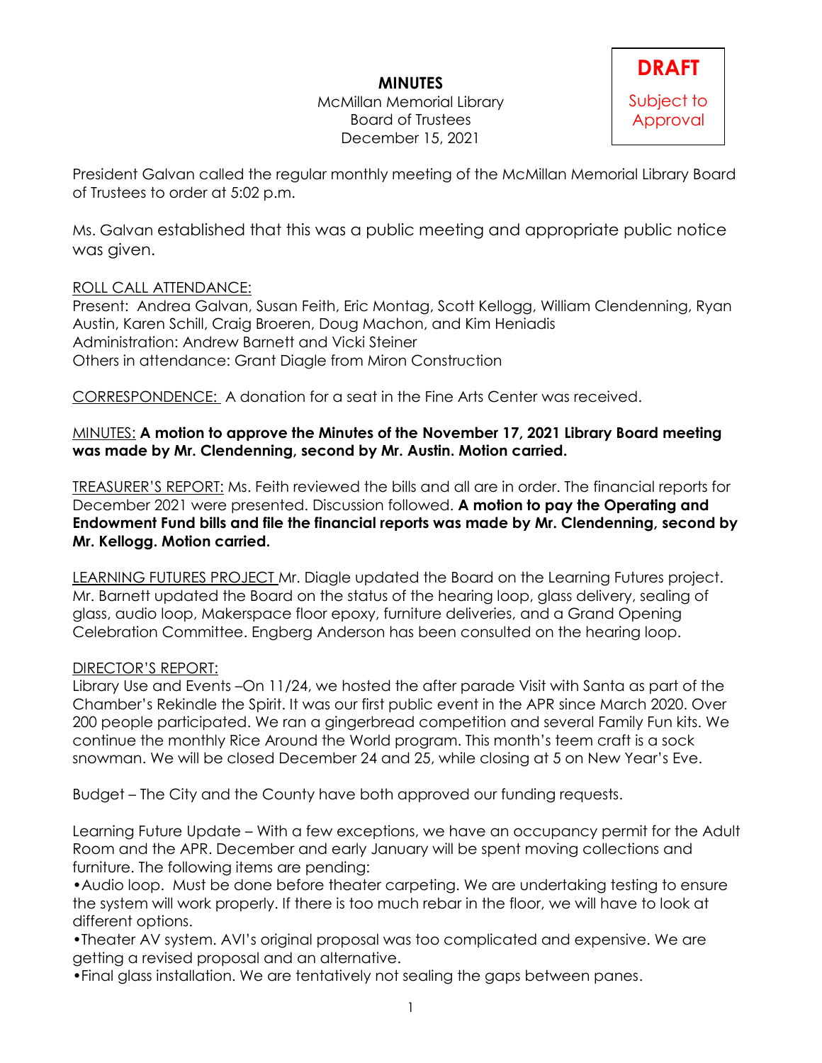# MINUTES

McMillan Memorial Library
Board of Trustees
December 15, 2021

**DRAFT**
Subject to Approval

President Galvan called the regular monthly meeting of the McMillan Memorial Library Board of Trustees to order at 5:02 p.m.

Ms. Galvan established that this was a public meeting and appropriate public notice was given.

ROLL CALL ATTENDANCE:
Present: Andrea Galvan, Susan Feith, Eric Montag, Scott Kellogg, William Clendenning, Ryan Austin, Karen Schill, Craig Broeren, Doug Machon, and Kim Heniadis
Administration: Andrew Barnett and Vicki Steiner
Others in attendance: Grant Diagle from Miron Construction

CORRESPONDENCE: A donation for a seat in the Fine Arts Center was received.

MINUTES: **A motion to approve the Minutes of the November 17, 2021 Library Board meeting was made by Mr. Clendenning, second by Mr. Austin. Motion carried.**

TREASURER'S REPORT: Ms. Feith reviewed the bills and all are in order. The financial reports for December 2021 were presented. Discussion followed. **A motion to pay the Operating and Endowment Fund bills and file the financial reports was made by Mr. Clendenning, second by Mr. Kellogg. Motion carried.**

LEARNING FUTURES PROJECT Mr. Diagle updated the Board on the Learning Futures project. Mr. Barnett updated the Board on the status of the hearing loop, glass delivery, sealing of glass, audio loop, Makerspace floor epoxy, furniture deliveries, and a Grand Opening Celebration Committee. Engberg Anderson has been consulted on the hearing loop.

DIRECTOR'S REPORT:
Library Use and Events –On 11/24, we hosted the after parade Visit with Santa as part of the Chamber's Rekindle the Spirit. It was our first public event in the APR since March 2020. Over 200 people participated. We ran a gingerbread competition and several Family Fun kits. We continue the monthly Rice Around the World program. This month's teem craft is a sock snowman. We will be closed December 24 and 25, while closing at 5 on New Year's Eve.

Budget – The City and the County have both approved our funding requests.

Learning Future Update – With a few exceptions, we have an occupancy permit for the Adult Room and the APR. December and early January will be spent moving collections and furniture. The following items are pending:

- Audio loop. Must be done before theater carpeting. We are undertaking testing to ensure the system will work properly. If there is too much rebar in the floor, we will have to look at different options.
- Theater AV system. AVI's original proposal was too complicated and expensive. We are getting a revised proposal and an alternative.
- Final glass installation. We are tentatively not sealing the gaps between panes.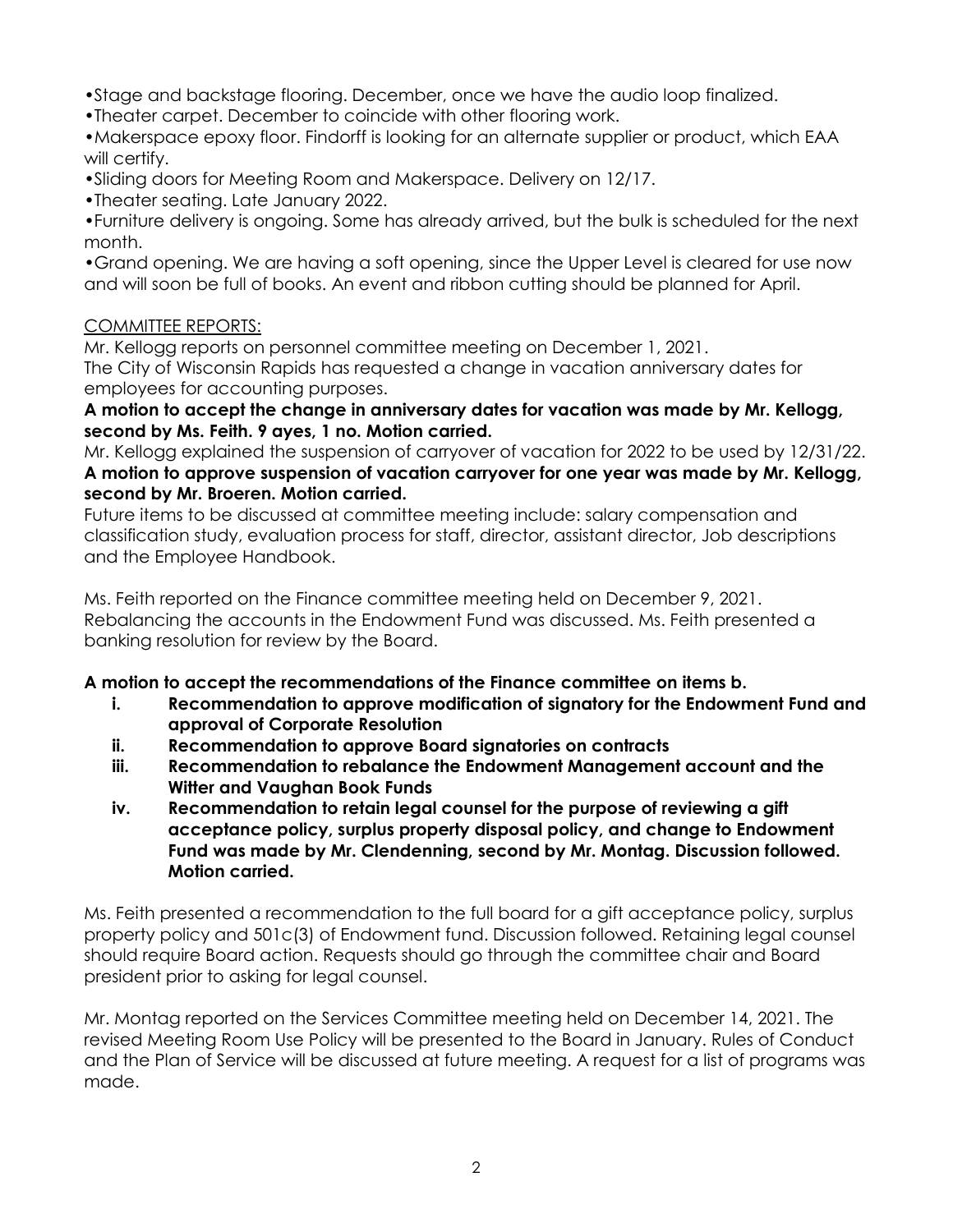•Stage and backstage flooring. December, once we have the audio loop finalized.
•Theater carpet. December to coincide with other flooring work.
•Makerspace epoxy floor. Findorff is looking for an alternate supplier or product, which EAA will certify.
•Sliding doors for Meeting Room and Makerspace. Delivery on 12/17.
•Theater seating. Late January 2022.
•Furniture delivery is ongoing. Some has already arrived, but the bulk is scheduled for the next month.
•Grand opening. We are having a soft opening, since the Upper Level is cleared for use now and will soon be full of books. An event and ribbon cutting should be planned for April.

<u>COMMITTEE REPORTS:</u>

Mr. Kellogg reports on personnel committee meeting on December 1, 2021.
The City of Wisconsin Rapids has requested a change in vacation anniversary dates for employees for accounting purposes.

**A motion to accept the change in anniversary dates for vacation was made by Mr. Kellogg, second by Ms. Feith. 9 ayes, 1 no. Motion carried.**

Mr. Kellogg explained the suspension of carryover of vacation for 2022 to be used by 12/31/22.

**A motion to approve suspension of vacation carryover for one year was made by Mr. Kellogg, second by Mr. Broeren. Motion carried.**

Future items to be discussed at committee meeting include: salary compensation and classification study, evaluation process for staff, director, assistant director, Job descriptions and the Employee Handbook.

Ms. Feith reported on the Finance committee meeting held on December 9, 2021. Rebalancing the accounts in the Endowment Fund was discussed. Ms. Feith presented a banking resolution for review by the Board.

**A motion to accept the recommendations of the Finance committee on items b.**

- **i. Recommendation to approve modification of signatory for the Endowment Fund and approval of Corporate Resolution**
- **ii. Recommendation to approve Board signatories on contracts**
- **iii. Recommendation to rebalance the Endowment Management account and the Witter and Vaughan Book Funds**
- **iv. Recommendation to retain legal counsel for the purpose of reviewing a gift acceptance policy, surplus property disposal policy, and change to Endowment Fund was made by Mr. Clendenning, second by Mr. Montag. Discussion followed. Motion carried.**

Ms. Feith presented a recommendation to the full board for a gift acceptance policy, surplus property policy and 501c(3) of Endowment fund. Discussion followed. Retaining legal counsel should require Board action. Requests should go through the committee chair and Board president prior to asking for legal counsel.

Mr. Montag reported on the Services Committee meeting held on December 14, 2021. The revised Meeting Room Use Policy will be presented to the Board in January. Rules of Conduct and the Plan of Service will be discussed at future meeting. A request for a list of programs was made.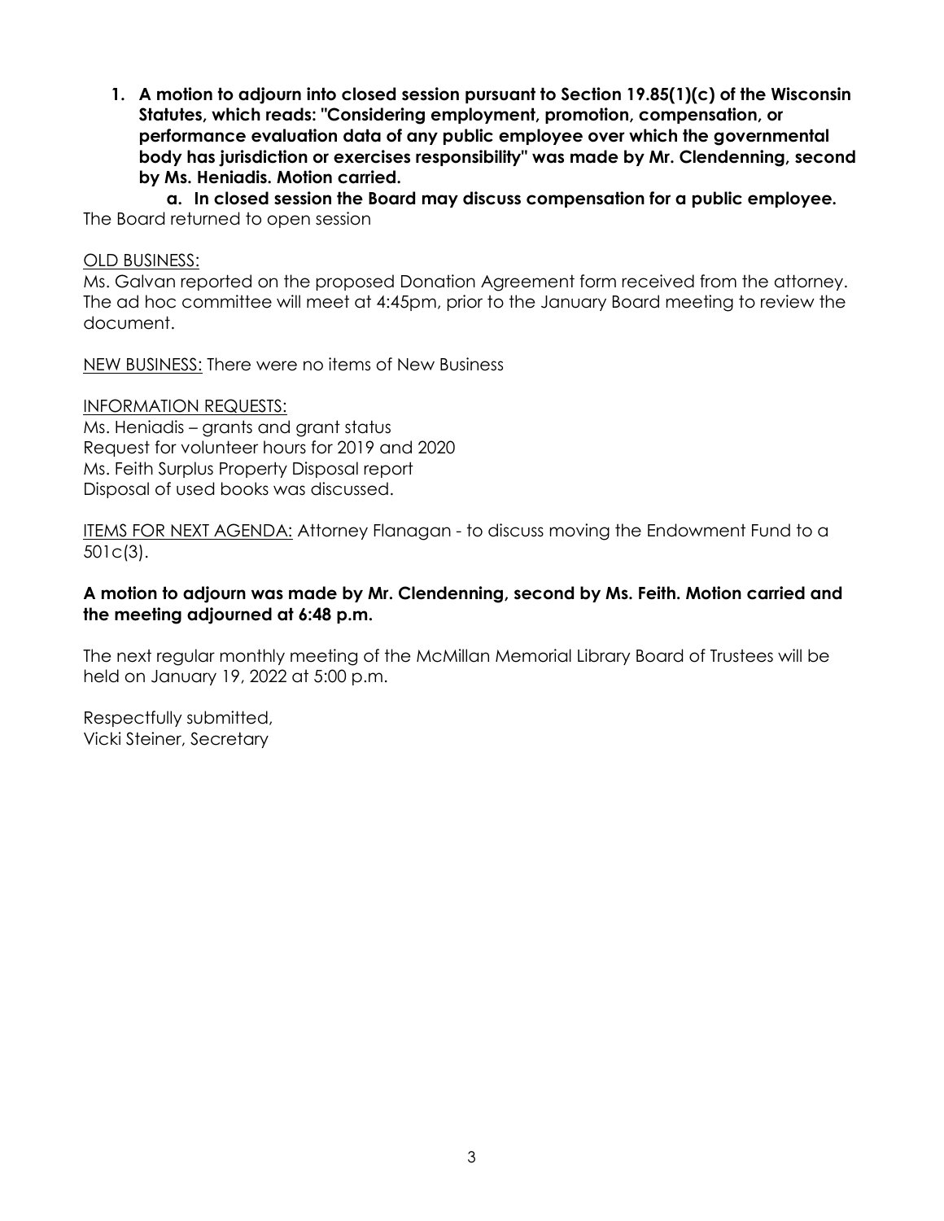1. **A motion to adjourn into closed session pursuant to Section 19.85(1)(c) of the Wisconsin Statutes, which reads: "Considering employment, promotion, compensation, or performance evaluation data of any public employee over which the governmental body has jurisdiction or exercises responsibility" was made by Mr. Clendenning, second by Ms. Heniadis. Motion carried.**
    a. **In closed session the Board may discuss compensation for a public employee.**

The Board returned to open session

<u>OLD BUSINESS:</u>
Ms. Galvan reported on the proposed Donation Agreement form received from the attorney. The ad hoc committee will meet at 4:45pm, prior to the January Board meeting to review the document.

<u>NEW BUSINESS:</u> There were no items of New Business

<u>INFORMATION REQUESTS:</u>
Ms. Heniadis – grants and grant status
Request for volunteer hours for 2019 and 2020
Ms. Feith Surplus Property Disposal report
Disposal of used books was discussed.

<u>ITEMS FOR NEXT AGENDA:</u> Attorney Flanagan - to discuss moving the Endowment Fund to a 501c(3).

**A motion to adjourn was made by Mr. Clendenning, second by Ms. Feith. Motion carried and the meeting adjourned at 6:48 p.m.**

The next regular monthly meeting of the McMillan Memorial Library Board of Trustees will be held on January 19, 2022 at 5:00 p.m.

Respectfully submitted,
Vicki Steiner, Secretary